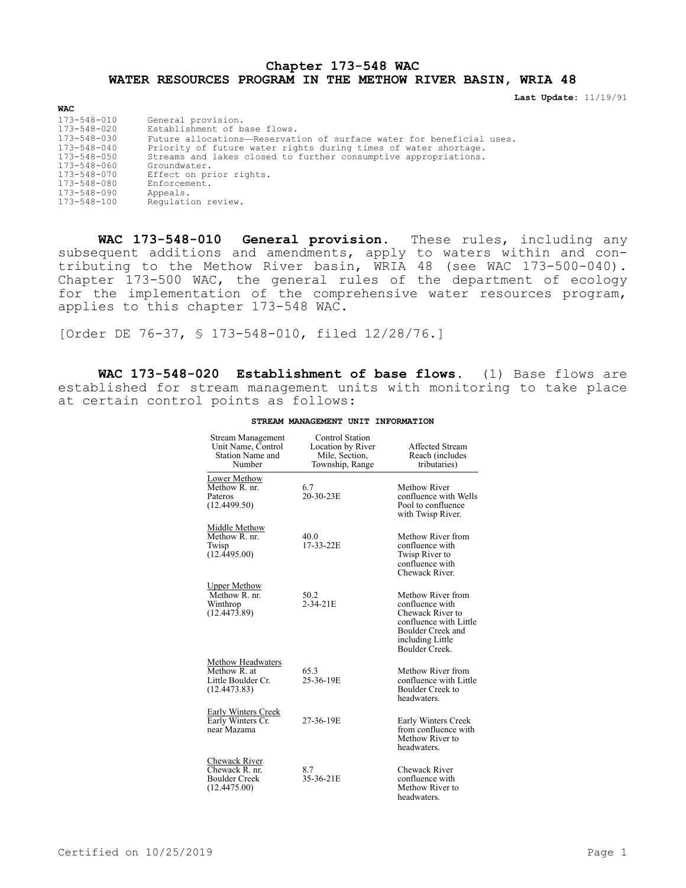# Chapter 173-548 WAC
# WATER RESOURCES PROGRAM IN THE METHOW RIVER BASIN, WRIA 48

**Last Update:** 11/19/91

**WAC**

| | |
|---|---|
| 173-548-010 | General provision. |
| 173-548-020 | Establishment of base flows. |
| 173-548-030 | Future allocations—Reservation of surface water for beneficial uses. |
| 173-548-040 | Priority of future water rights during times of water shortage. |
| 173-548-050 | Streams and lakes closed to further consumptive appropriations. |
| 173-548-060 | Groundwater. |
| 173-548-070 | Effect on prior rights. |
| 173-548-080 | Enforcement. |
| 173-548-090 | Appeals. |
| 173-548-100 | Regulation review. |

**WAC 173-548-010 General provision.** These rules, including any subsequent additions and amendments, apply to waters within and contributing to the Methow River basin, WRIA 48 (see WAC 173-500-040). Chapter 173-500 WAC, the general rules of the department of ecology for the implementation of the comprehensive water resources program, applies to this chapter 173-548 WAC.

[Order DE 76-37, § 173-548-010, filed 12/28/76.]

**WAC 173-548-020 Establishment of base flows.** (1) Base flows are established for stream management units with monitoring to take place at certain control points as follows:

**STREAM MANAGEMENT UNIT INFORMATION**

| Stream Management Unit Name, Control Station Name and Number | Control Station Location by River Mile, Section, Township, Range | Affected Stream Reach (includes tributaries) |
|---|---|---|
| Lower Methow<br>Methow R. nr. Pateros (12.4499.50) | 6.7<br>20-30-23E | Methow River confluence with Wells Pool to confluence with Twisp River. |
| Middle Methow<br>Methow R. nr. Twisp (12.4495.00) | 40.0<br>17-33-22E | Methow River from confluence with Twisp River to confluence with Chewack River. |
| Upper Methow<br>Methow R. nr. Winthrop (12.4473.89) | 50.2<br>2-34-21E | Methow River from confluence with Chewack River to confluence with Little Boulder Creek and including Little Boulder Creek. |
| Methow Headwaters<br>Methow R. at Little Boulder Cr. (12.4473.83) | 65.3<br>25-36-19E | Methow River from confluence with Little Boulder Creek to headwaters. |
| Early Winters Creek<br>Early Winters Cr. near Mazama | 27-36-19E | Early Winters Creek from confluence with Methow River to headwaters. |
| Chewack River<br>Chewack R. nr. Boulder Creek (12.4475.00) | 8.7<br>35-36-21E | Chewack River confluence with Methow River to headwaters. |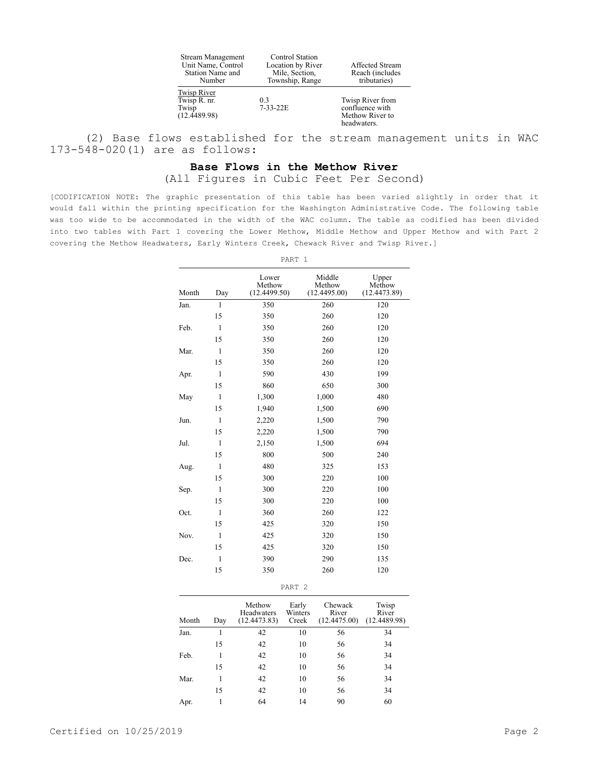| Stream Management Unit Name, Control Station Name and Number | Control Station Location by River Mile, Section, Township, Range | Affected Stream Reach (includes tributaries) |
|---|---|---|
| Twisp River<br>Twisp R. nr. Twisp (12.4489.98) | 0.3<br>7-33-22E | Twisp River from confluence with Methow River to headwaters. |

(2) Base flows established for the stream management units in WAC 173-548-020(1) are as follows:

**Base Flows in the Methow River**

(All Figures in Cubic Feet Per Second)

[CODIFICATION NOTE: The graphic presentation of this table has been varied slightly in order that it would fall within the printing specification for the Washington Administrative Code. The following table was too wide to be accommodated in the width of the WAC column. The table as codified has been divided into two tables with Part 1 covering the Lower Methow, Middle Methow and Upper Methow and with Part 2 covering the Methow Headwaters, Early Winters Creek, Chewack River and Twisp River.]

PART 1

| Month | Day | Lower Methow (12.4499.50) | Middle Methow (12.4495.00) | Upper Methow (12.4473.89) |
|---|---|---|---|---|
| Jan. | 1 | 350 | 260 | 120 |
| | 15 | 350 | 260 | 120 |
| Feb. | 1 | 350 | 260 | 120 |
| | 15 | 350 | 260 | 120 |
| Mar. | 1 | 350 | 260 | 120 |
| | 15 | 350 | 260 | 120 |
| Apr. | 1 | 590 | 430 | 199 |
| | 15 | 860 | 650 | 300 |
| May | 1 | 1,300 | 1,000 | 480 |
| | 15 | 1,940 | 1,500 | 690 |
| Jun. | 1 | 2,220 | 1,500 | 790 |
| | 15 | 2,220 | 1,500 | 790 |
| Jul. | 1 | 2,150 | 1,500 | 694 |
| | 15 | 800 | 500 | 240 |
| Aug. | 1 | 480 | 325 | 153 |
| | 15 | 300 | 220 | 100 |
| Sep. | 1 | 300 | 220 | 100 |
| | 15 | 300 | 220 | 100 |
| Oct. | 1 | 360 | 260 | 122 |
| | 15 | 425 | 320 | 150 |
| Nov. | 1 | 425 | 320 | 150 |
| | 15 | 425 | 320 | 150 |
| Dec. | 1 | 390 | 290 | 135 |
| | 15 | 350 | 260 | 120 |

PART 2

| Month | Day | Methow Headwaters (12.4473.83) | Early Winters Creek | Chewack River (12.4475.00) | Twisp River (12.4489.98) |
|---|---|---|---|---|---|
| Jan. | 1 | 42 | 10 | 56 | 34 |
| | 15 | 42 | 10 | 56 | 34 |
| Feb. | 1 | 42 | 10 | 56 | 34 |
| | 15 | 42 | 10 | 56 | 34 |
| Mar. | 1 | 42 | 10 | 56 | 34 |
| | 15 | 42 | 10 | 56 | 34 |
| Apr. | 1 | 64 | 14 | 90 | 60 |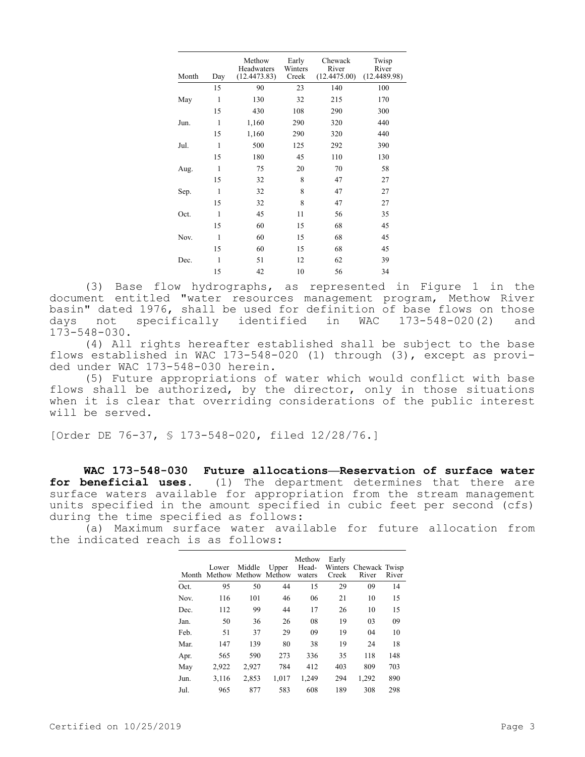| Month | Day | Methow Headwaters (12.4473.83) | Early Winters Creek | Chewack River (12.4475.00) | Twisp River (12.4489.98) |
|---|---|---|---|---|---|
| | 15 | 90 | 23 | 140 | 100 |
| May | 1 | 130 | 32 | 215 | 170 |
| | 15 | 430 | 108 | 290 | 300 |
| Jun. | 1 | 1,160 | 290 | 320 | 440 |
| | 15 | 1,160 | 290 | 320 | 440 |
| Jul. | 1 | 500 | 125 | 292 | 390 |
| | 15 | 180 | 45 | 110 | 130 |
| Aug. | 1 | 75 | 20 | 70 | 58 |
| | 15 | 32 | 8 | 47 | 27 |
| Sep. | 1 | 32 | 8 | 47 | 27 |
| | 15 | 32 | 8 | 47 | 27 |
| Oct. | 1 | 45 | 11 | 56 | 35 |
| | 15 | 60 | 15 | 68 | 45 |
| Nov. | 1 | 60 | 15 | 68 | 45 |
| | 15 | 60 | 15 | 68 | 45 |
| Dec. | 1 | 51 | 12 | 62 | 39 |
| | 15 | 42 | 10 | 56 | 34 |

(3) Base flow hydrographs, as represented in Figure 1 in the document entitled "water resources management program, Methow River basin" dated 1976, shall be used for definition of base flows on those days not specifically identified in WAC 173-548-020(2) and 173-548-030.

(4) All rights hereafter established shall be subject to the base flows established in WAC 173-548-020 (1) through (3), except as provided under WAC 173-548-030 herein.

(5) Future appropriations of water which would conflict with base flows shall be authorized, by the director, only in those situations when it is clear that overriding considerations of the public interest will be served.

[Order DE 76-37, § 173-548-020, filed 12/28/76.]

**WAC 173-548-030 Future allocations—Reservation of surface water for beneficial uses.** (1) The department determines that there are surface waters available for appropriation from the stream management units specified in the amount specified in cubic feet per second (cfs) during the time specified as follows:

(a) Maximum surface water available for future allocation from the indicated reach is as follows:

| Month | Lower Methow | Middle Methow | Upper Methow | Methow Head-waters | Early Winters Creek | Chewack River | Twisp River |
|---|---|---|---|---|---|---|---|
| Oct. | 95 | 50 | 44 | 15 | 29 | 09 | 14 |
| Nov. | 116 | 101 | 46 | 06 | 21 | 10 | 15 |
| Dec. | 112 | 99 | 44 | 17 | 26 | 10 | 15 |
| Jan. | 50 | 36 | 26 | 08 | 19 | 03 | 09 |
| Feb. | 51 | 37 | 29 | 09 | 19 | 04 | 10 |
| Mar. | 147 | 139 | 80 | 38 | 19 | 24 | 18 |
| Apr. | 565 | 590 | 273 | 336 | 35 | 118 | 148 |
| May | 2,922 | 2,927 | 784 | 412 | 403 | 809 | 703 |
| Jun. | 3,116 | 2,853 | 1,017 | 1,249 | 294 | 1,292 | 890 |
| Jul. | 965 | 877 | 583 | 608 | 189 | 308 | 298 |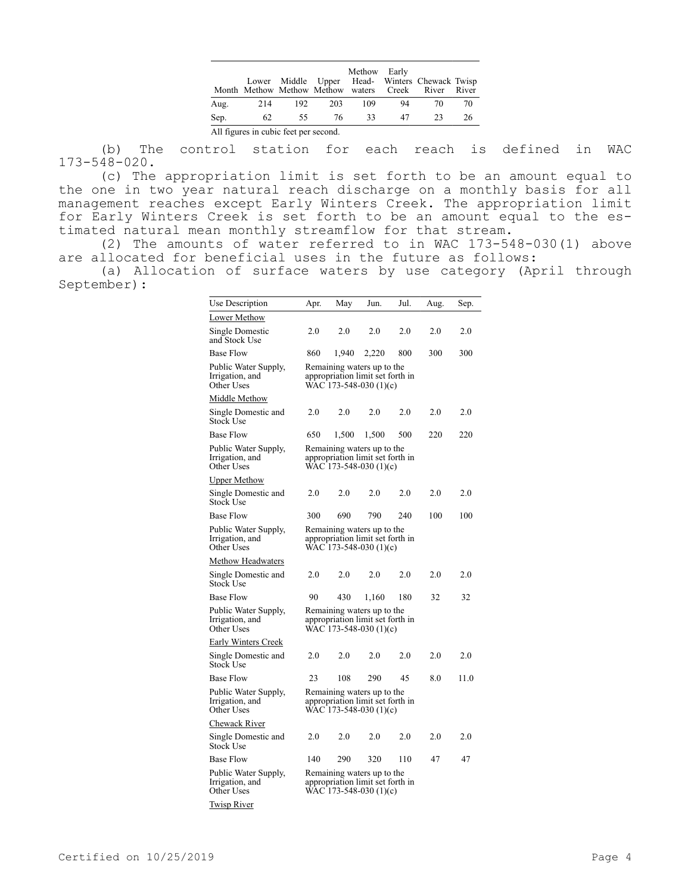| Month | Lower Methow | Middle Methow | Upper Methow | Methow Head-waters | Early Winters Creek | Chewack River | Twisp River |
|---|---|---|---|---|---|---|---|
| Aug. | 214 | 192 | 203 | 109 | 94 | 70 | 70 |
| Sep. | 62 | 55 | 76 | 33 | 47 | 23 | 26 |

All figures in cubic feet per second.

(b) The control station for each reach is defined in WAC 173-548-020.

(c) The appropriation limit is set forth to be an amount equal to the one in two year natural reach discharge on a monthly basis for all management reaches except Early Winters Creek. The appropriation limit for Early Winters Creek is set forth to be an amount equal to the estimated natural mean monthly streamflow for that stream.

(2) The amounts of water referred to in WAC 173-548-030(1) above are allocated for beneficial uses in the future as follows:

(a) Allocation of surface waters by use category (April through September):

| Use Description | Apr. | May | Jun. | Jul. | Aug. | Sep. |
|---|---|---|---|---|---|---|
| Lower Methow | | | | | | |
| Single Domestic and Stock Use | 2.0 | 2.0 | 2.0 | 2.0 | 2.0 | 2.0 |
| Base Flow | 860 | 1,940 | 2,220 | 800 | 300 | 300 |
| Public Water Supply, Irrigation, and Other Uses | Remaining waters up to the appropriation limit set forth in WAC 173-548-030 (1)(c) | | | | | |
| Middle Methow | | | | | | |
| Single Domestic and Stock Use | 2.0 | 2.0 | 2.0 | 2.0 | 2.0 | 2.0 |
| Base Flow | 650 | 1,500 | 1,500 | 500 | 220 | 220 |
| Public Water Supply, Irrigation, and Other Uses | Remaining waters up to the appropriation limit set forth in WAC 173-548-030 (1)(c) | | | | | |
| Upper Methow | | | | | | |
| Single Domestic and Stock Use | 2.0 | 2.0 | 2.0 | 2.0 | 2.0 | 2.0 |
| Base Flow | 300 | 690 | 790 | 240 | 100 | 100 |
| Public Water Supply, Irrigation, and Other Uses | Remaining waters up to the appropriation limit set forth in WAC 173-548-030 (1)(c) | | | | | |
| Methow Headwaters | | | | | | |
| Single Domestic and Stock Use | 2.0 | 2.0 | 2.0 | 2.0 | 2.0 | 2.0 |
| Base Flow | 90 | 430 | 1,160 | 180 | 32 | 32 |
| Public Water Supply, Irrigation, and Other Uses | Remaining waters up to the appropriation limit set forth in WAC 173-548-030 (1)(c) | | | | | |
| Early Winters Creek | | | | | | |
| Single Domestic and Stock Use | 2.0 | 2.0 | 2.0 | 2.0 | 2.0 | 2.0 |
| Base Flow | 23 | 108 | 290 | 45 | 8.0 | 11.0 |
| Public Water Supply, Irrigation, and Other Uses | Remaining waters up to the appropriation limit set forth in WAC 173-548-030 (1)(c) | | | | | |
| Chewack River | | | | | | |
| Single Domestic and Stock Use | 2.0 | 2.0 | 2.0 | 2.0 | 2.0 | 2.0 |
| Base Flow | 140 | 290 | 320 | 110 | 47 | 47 |
| Public Water Supply, Irrigation, and Other Uses | Remaining waters up to the appropriation limit set forth in WAC 173-548-030 (1)(c) | | | | | |
| Twisp River | | | | | | |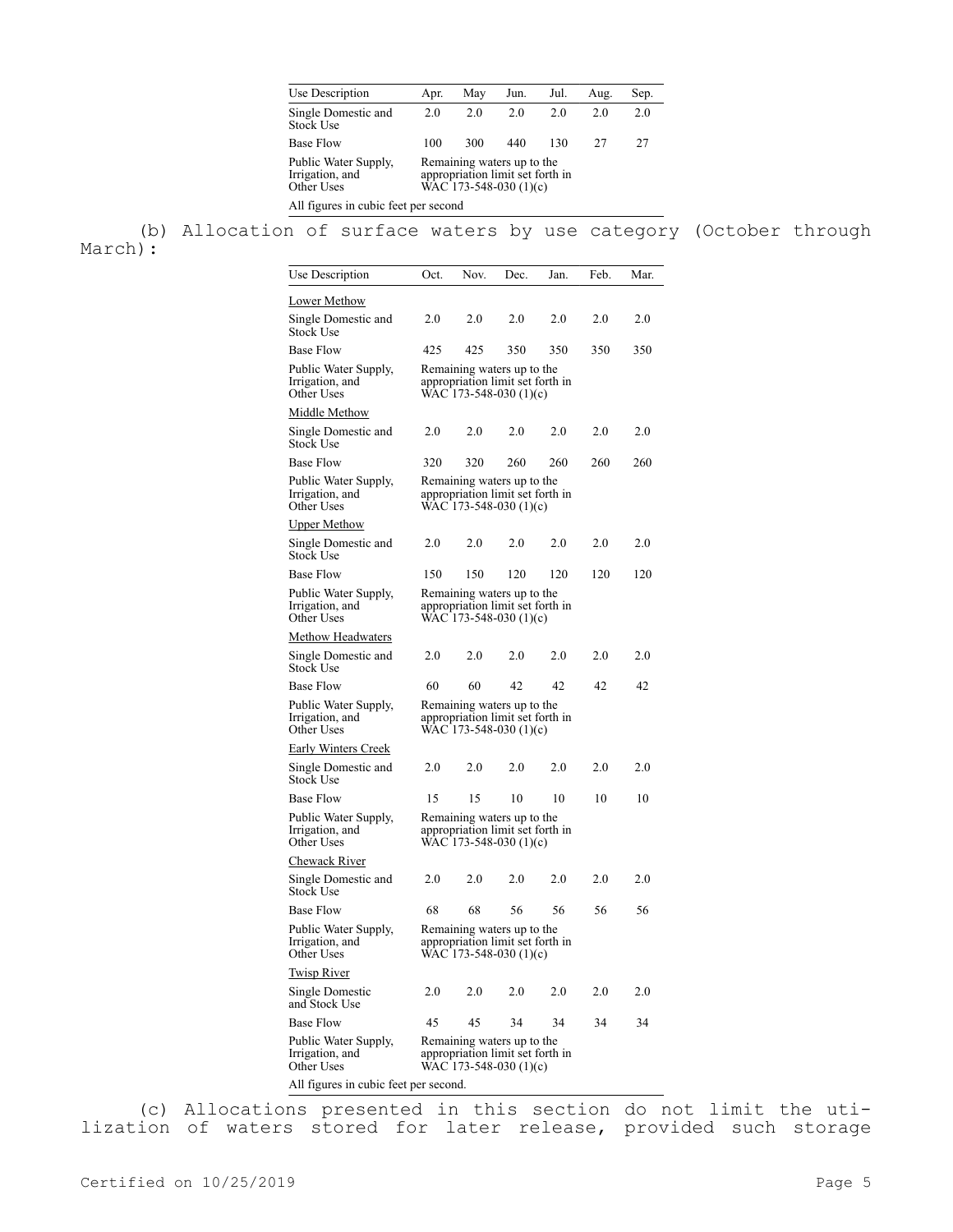| Use Description | Apr. | May | Jun. | Jul. | Aug. | Sep. |
| --- | --- | --- | --- | --- | --- | --- |
| Single Domestic and Stock Use | 2.0 | 2.0 | 2.0 | 2.0 | 2.0 | 2.0 |
| Base Flow | 100 | 300 | 440 | 130 | 27 | 27 |
| Public Water Supply, Irrigation, and Other Uses | Remaining waters up to the appropriation limit set forth in WAC 173-548-030 (1)(c) | | | | | |

All figures in cubic feet per second

(b) Allocation of surface waters by use category (October through March):

| Use Description | Oct. | Nov. | Dec. | Jan. | Feb. | Mar. |
| --- | --- | --- | --- | --- | --- | --- |
| Lower Methow | | | | | | |
| Single Domestic and Stock Use | 2.0 | 2.0 | 2.0 | 2.0 | 2.0 | 2.0 |
| Base Flow | 425 | 425 | 350 | 350 | 350 | 350 |
| Public Water Supply, Irrigation, and Other Uses | Remaining waters up to the appropriation limit set forth in WAC 173-548-030 (1)(c) | | | | | |
| Middle Methow | | | | | | |
| Single Domestic and Stock Use | 2.0 | 2.0 | 2.0 | 2.0 | 2.0 | 2.0 |
| Base Flow | 320 | 320 | 260 | 260 | 260 | 260 |
| Public Water Supply, Irrigation, and Other Uses | Remaining waters up to the appropriation limit set forth in WAC 173-548-030 (1)(c) | | | | | |
| Upper Methow | | | | | | |
| Single Domestic and Stock Use | 2.0 | 2.0 | 2.0 | 2.0 | 2.0 | 2.0 |
| Base Flow | 150 | 150 | 120 | 120 | 120 | 120 |
| Public Water Supply, Irrigation, and Other Uses | Remaining waters up to the appropriation limit set forth in WAC 173-548-030 (1)(c) | | | | | |
| Methow Headwaters | | | | | | |
| Single Domestic and Stock Use | 2.0 | 2.0 | 2.0 | 2.0 | 2.0 | 2.0 |
| Base Flow | 60 | 60 | 42 | 42 | 42 | 42 |
| Public Water Supply, Irrigation, and Other Uses | Remaining waters up to the appropriation limit set forth in WAC 173-548-030 (1)(c) | | | | | |
| Early Winters Creek | | | | | | |
| Single Domestic and Stock Use | 2.0 | 2.0 | 2.0 | 2.0 | 2.0 | 2.0 |
| Base Flow | 15 | 15 | 10 | 10 | 10 | 10 |
| Public Water Supply, Irrigation, and Other Uses | Remaining waters up to the appropriation limit set forth in WAC 173-548-030 (1)(c) | | | | | |
| Chewack River | | | | | | |
| Single Domestic and Stock Use | 2.0 | 2.0 | 2.0 | 2.0 | 2.0 | 2.0 |
| Base Flow | 68 | 68 | 56 | 56 | 56 | 56 |
| Public Water Supply, Irrigation, and Other Uses | Remaining waters up to the appropriation limit set forth in WAC 173-548-030 (1)(c) | | | | | |
| Twisp River | | | | | | |
| Single Domestic and Stock Use | 2.0 | 2.0 | 2.0 | 2.0 | 2.0 | 2.0 |
| Base Flow | 45 | 45 | 34 | 34 | 34 | 34 |
| Public Water Supply, Irrigation, and Other Uses | Remaining waters up to the appropriation limit set forth in WAC 173-548-030 (1)(c) | | | | | |

All figures in cubic feet per second.

(c) Allocations presented in this section do not limit the utilization of waters stored for later release, provided such storage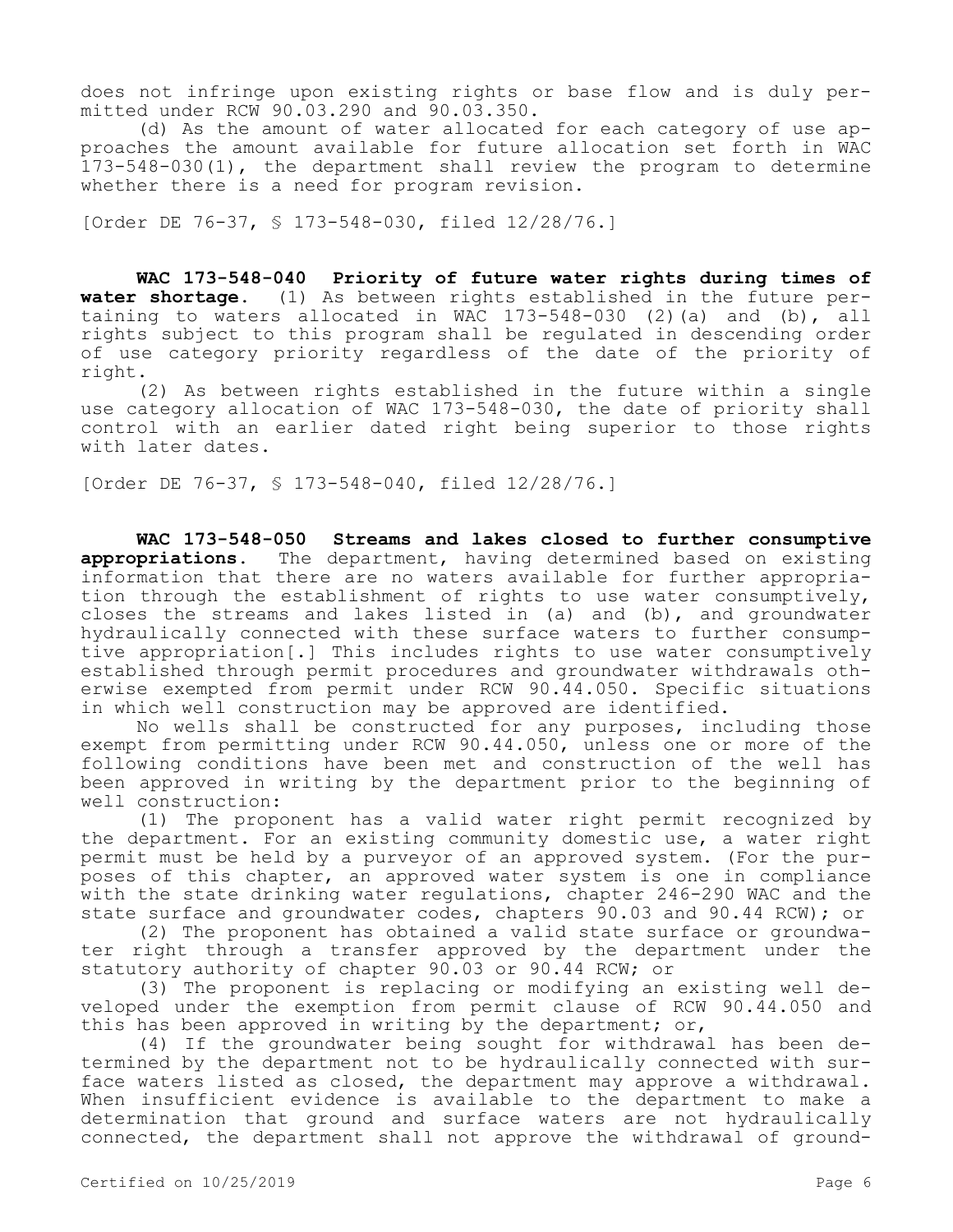does not infringe upon existing rights or base flow and is duly permitted under RCW 90.03.290 and 90.03.350.

(d) As the amount of water allocated for each category of use approaches the amount available for future allocation set forth in WAC 173-548-030(1), the department shall review the program to determine whether there is a need for program revision.

[Order DE 76-37, § 173-548-030, filed 12/28/76.]

**WAC 173-548-040 Priority of future water rights during times of water shortage.** (1) As between rights established in the future pertaining to waters allocated in WAC 173-548-030 (2)(a) and (b), all rights subject to this program shall be regulated in descending order of use category priority regardless of the date of the priority of right.

(2) As between rights established in the future within a single use category allocation of WAC 173-548-030, the date of priority shall control with an earlier dated right being superior to those rights with later dates.

[Order DE 76-37, § 173-548-040, filed 12/28/76.]

**WAC 173-548-050 Streams and lakes closed to further consumptive appropriations.** The department, having determined based on existing information that there are no waters available for further appropriation through the establishment of rights to use water consumptively, closes the streams and lakes listed in (a) and (b), and groundwater hydraulically connected with these surface waters to further consumptive appropriation[.] This includes rights to use water consumptively established through permit procedures and groundwater withdrawals otherwise exempted from permit under RCW 90.44.050. Specific situations in which well construction may be approved are identified.

No wells shall be constructed for any purposes, including those exempt from permitting under RCW 90.44.050, unless one or more of the following conditions have been met and construction of the well has been approved in writing by the department prior to the beginning of well construction:

(1) The proponent has a valid water right permit recognized by the department. For an existing community domestic use, a water right permit must be held by a purveyor of an approved system. (For the purposes of this chapter, an approved water system is one in compliance with the state drinking water regulations, chapter 246-290 WAC and the state surface and groundwater codes, chapters 90.03 and 90.44 RCW); or

(2) The proponent has obtained a valid state surface or groundwater right through a transfer approved by the department under the statutory authority of chapter 90.03 or 90.44 RCW; or

(3) The proponent is replacing or modifying an existing well developed under the exemption from permit clause of RCW 90.44.050 and this has been approved in writing by the department; or,

(4) If the groundwater being sought for withdrawal has been determined by the department not to be hydraulically connected with surface waters listed as closed, the department may approve a withdrawal. When insufficient evidence is available to the department to make a determination that ground and surface waters are not hydraulically connected, the department shall not approve the withdrawal of ground-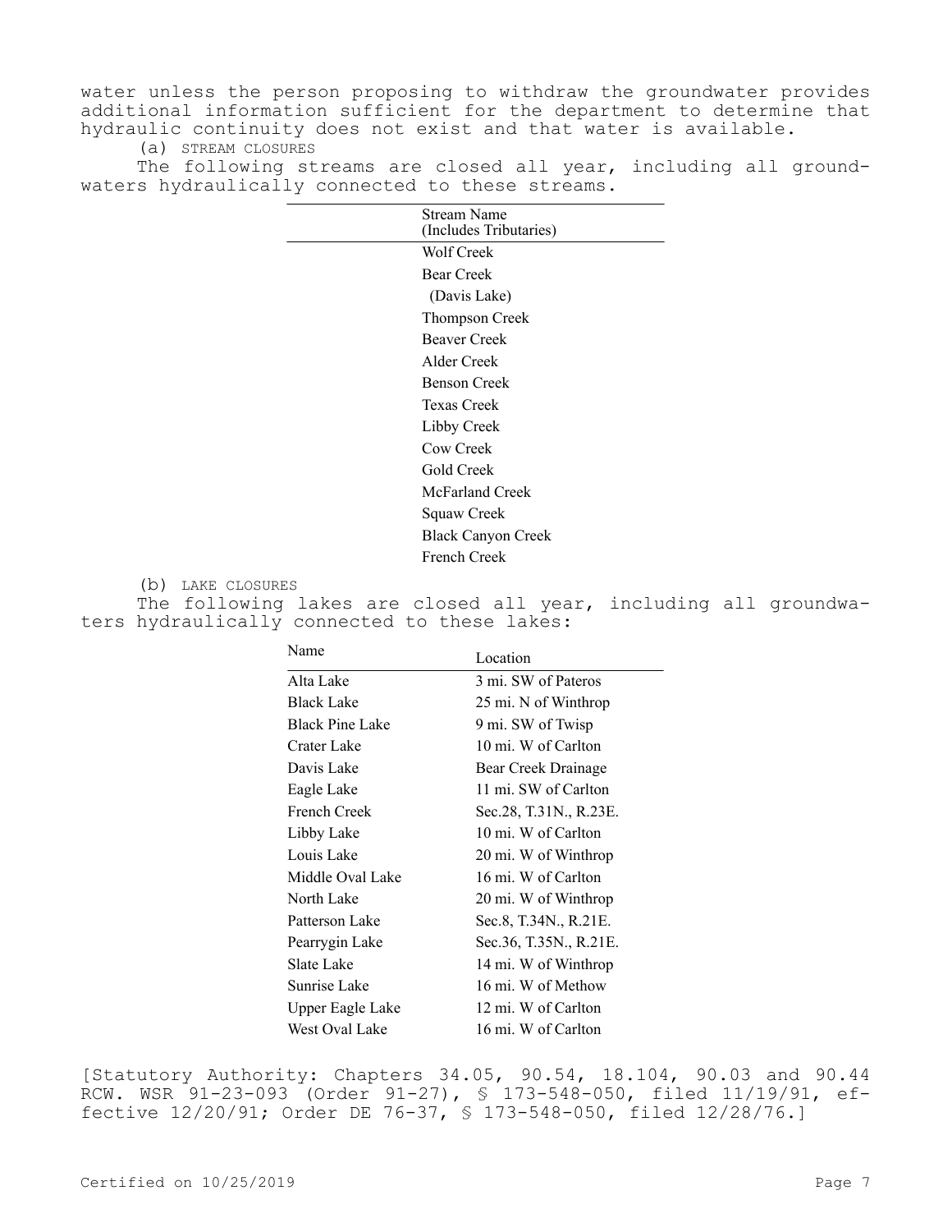water unless the person proposing to withdraw the groundwater provides additional information sufficient for the department to determine that hydraulic continuity does not exist and that water is available.

(a) STREAM CLOSURES

The following streams are closed all year, including all groundwaters hydraulically connected to these streams.

| Stream Name (Includes Tributaries) |
|---|
| Wolf Creek |
| Bear Creek |
| (Davis Lake) |
| Thompson Creek |
| Beaver Creek |
| Alder Creek |
| Benson Creek |
| Texas Creek |
| Libby Creek |
| Cow Creek |
| Gold Creek |
| McFarland Creek |
| Squaw Creek |
| Black Canyon Creek |
| French Creek |

(b) LAKE CLOSURES

The following lakes are closed all year, including all groundwaters hydraulically connected to these lakes:

| Name | Location |
|---|---|
| Alta Lake | 3 mi. SW of Pateros |
| Black Lake | 25 mi. N of Winthrop |
| Black Pine Lake | 9 mi. SW of Twisp |
| Crater Lake | 10 mi. W of Carlton |
| Davis Lake | Bear Creek Drainage |
| Eagle Lake | 11 mi. SW of Carlton |
| French Creek | Sec.28, T.31N., R.23E. |
| Libby Lake | 10 mi. W of Carlton |
| Louis Lake | 20 mi. W of Winthrop |
| Middle Oval Lake | 16 mi. W of Carlton |
| North Lake | 20 mi. W of Winthrop |
| Patterson Lake | Sec.8, T.34N., R.21E. |
| Pearrygin Lake | Sec.36, T.35N., R.21E. |
| Slate Lake | 14 mi. W of Winthrop |
| Sunrise Lake | 16 mi. W of Methow |
| Upper Eagle Lake | 12 mi. W of Carlton |
| West Oval Lake | 16 mi. W of Carlton |

[Statutory Authority: Chapters 34.05, 90.54, 18.104, 90.03 and 90.44 RCW. WSR 91-23-093 (Order 91-27), § 173-548-050, filed 11/19/91, effective 12/20/91; Order DE 76-37, § 173-548-050, filed 12/28/76.]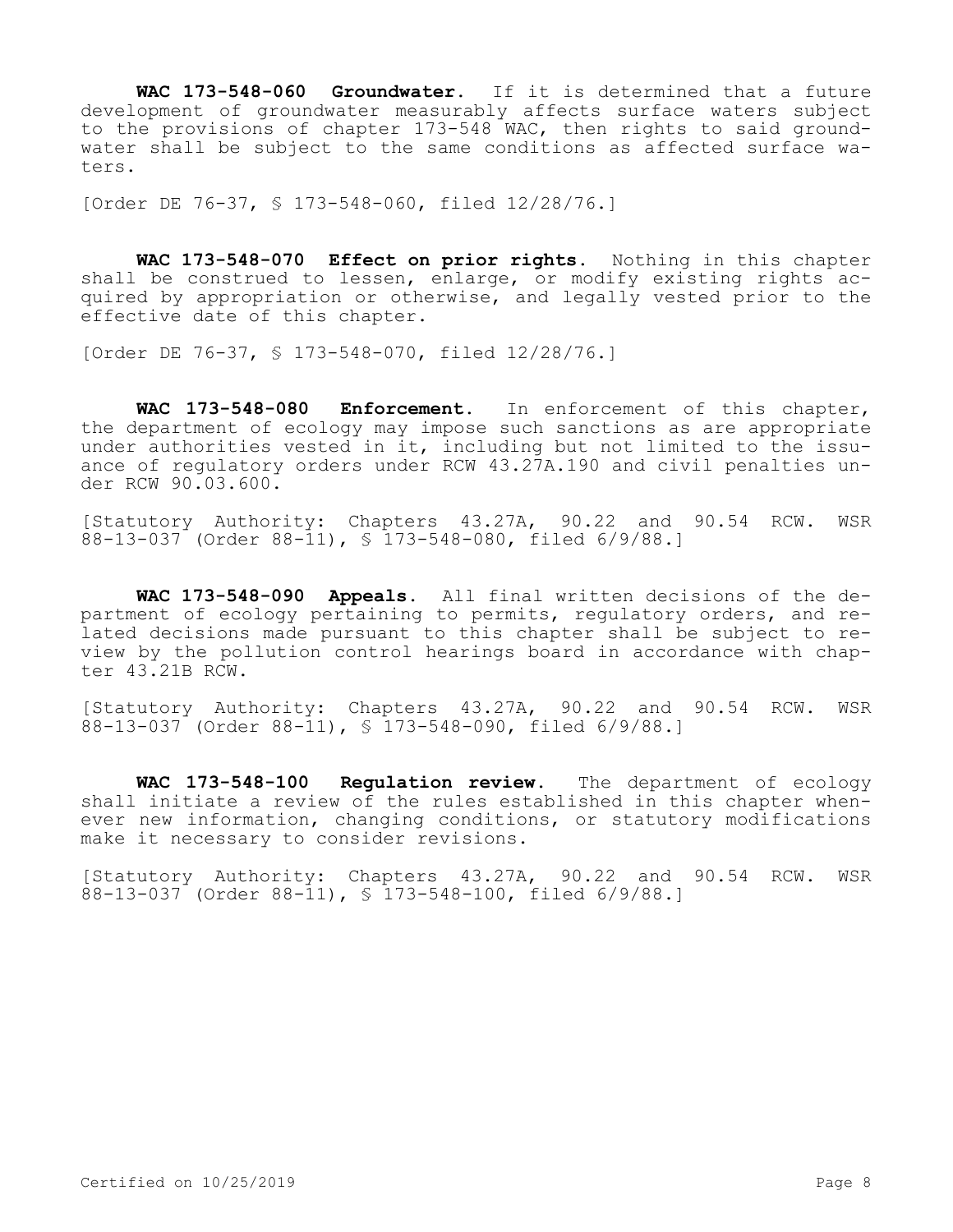**WAC 173-548-060 Groundwater.** If it is determined that a future development of groundwater measurably affects surface waters subject to the provisions of chapter 173-548 WAC, then rights to said groundwater shall be subject to the same conditions as affected surface waters.

[Order DE 76-37, § 173-548-060, filed 12/28/76.]

**WAC 173-548-070 Effect on prior rights.** Nothing in this chapter shall be construed to lessen, enlarge, or modify existing rights acquired by appropriation or otherwise, and legally vested prior to the effective date of this chapter.

[Order DE 76-37, § 173-548-070, filed 12/28/76.]

**WAC 173-548-080 Enforcement.** In enforcement of this chapter, the department of ecology may impose such sanctions as are appropriate under authorities vested in it, including but not limited to the issuance of regulatory orders under RCW 43.27A.190 and civil penalties under RCW 90.03.600.

[Statutory Authority: Chapters 43.27A, 90.22 and 90.54 RCW. WSR 88-13-037 (Order 88-11), § 173-548-080, filed 6/9/88.]

**WAC 173-548-090 Appeals.** All final written decisions of the department of ecology pertaining to permits, regulatory orders, and related decisions made pursuant to this chapter shall be subject to review by the pollution control hearings board in accordance with chapter 43.21B RCW.

[Statutory Authority: Chapters 43.27A, 90.22 and 90.54 RCW. WSR 88-13-037 (Order 88-11), § 173-548-090, filed 6/9/88.]

**WAC 173-548-100 Regulation review.** The department of ecology shall initiate a review of the rules established in this chapter whenever new information, changing conditions, or statutory modifications make it necessary to consider revisions.

[Statutory Authority: Chapters 43.27A, 90.22 and 90.54 RCW. WSR 88-13-037 (Order 88-11), § 173-548-100, filed 6/9/88.]